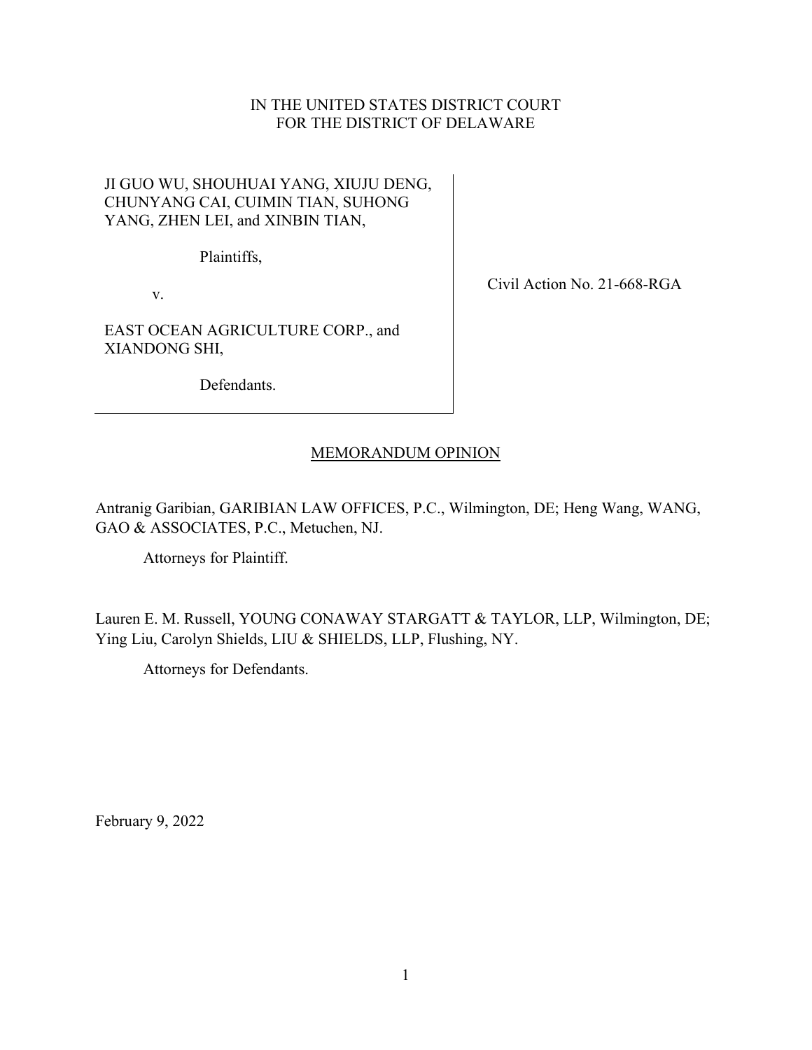IN THE UNITED STATES DISTRICT COURT
FOR THE DISTRICT OF DELAWARE

JI GUO WU, SHOUHUAI YANG, XIUJU DENG, CHUNYANG CAI, CUIMIN TIAN, SUHONG YANG, ZHEN LEI, and XINBIN TIAN,

Plaintiffs,

v.

EAST OCEAN AGRICULTURE CORP., and XIANDONG SHI,

Defendants.

Civil Action No. 21-668-RGA

MEMORANDUM OPINION

Antranig Garibian, GARIBIAN LAW OFFICES, P.C., Wilmington, DE; Heng Wang, WANG, GAO & ASSOCIATES, P.C., Metuchen, NJ.

Attorneys for Plaintiff.

Lauren E. M. Russell, YOUNG CONAWAY STARGATT & TAYLOR, LLP, Wilmington, DE; Ying Liu, Carolyn Shields, LIU & SHIELDS, LLP, Flushing, NY.

Attorneys for Defendants.

February 9, 2022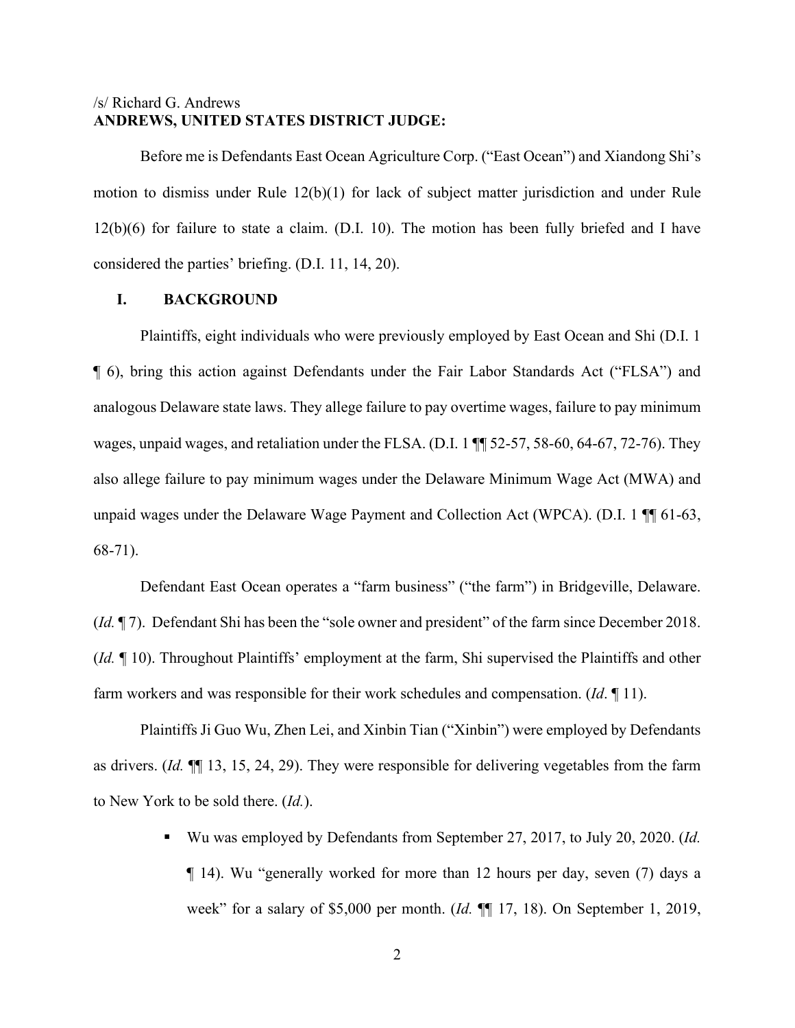/s/ Richard G. Andrews
**ANDREWS, UNITED STATES DISTRICT JUDGE:**

Before me is Defendants East Ocean Agriculture Corp. ("East Ocean") and Xiandong Shi's motion to dismiss under Rule 12(b)(1) for lack of subject matter jurisdiction and under Rule 12(b)(6) for failure to state a claim. (D.I. 10). The motion has been fully briefed and I have considered the parties' briefing. (D.I. 11, 14, 20).

## I. BACKGROUND

Plaintiffs, eight individuals who were previously employed by East Ocean and Shi (D.I. 1 ¶ 6), bring this action against Defendants under the Fair Labor Standards Act ("FLSA") and analogous Delaware state laws. They allege failure to pay overtime wages, failure to pay minimum wages, unpaid wages, and retaliation under the FLSA. (D.I. 1 ¶¶ 52-57, 58-60, 64-67, 72-76). They also allege failure to pay minimum wages under the Delaware Minimum Wage Act (MWA) and unpaid wages under the Delaware Wage Payment and Collection Act (WPCA). (D.I. 1 ¶¶ 61-63, 68-71).

Defendant East Ocean operates a "farm business" ("the farm") in Bridgeville, Delaware. (*Id.* ¶ 7). Defendant Shi has been the "sole owner and president" of the farm since December 2018. (*Id.* ¶ 10). Throughout Plaintiffs' employment at the farm, Shi supervised the Plaintiffs and other farm workers and was responsible for their work schedules and compensation. (*Id*. ¶ 11).

Plaintiffs Ji Guo Wu, Zhen Lei, and Xinbin Tian ("Xinbin") were employed by Defendants as drivers. (*Id.* ¶¶ 13, 15, 24, 29). They were responsible for delivering vegetables from the farm to New York to be sold there. (*Id.*).

- Wu was employed by Defendants from September 27, 2017, to July 20, 2020. (*Id.* ¶ 14). Wu "generally worked for more than 12 hours per day, seven (7) days a week" for a salary of $5,000 per month. (*Id.* ¶¶ 17, 18). On September 1, 2019,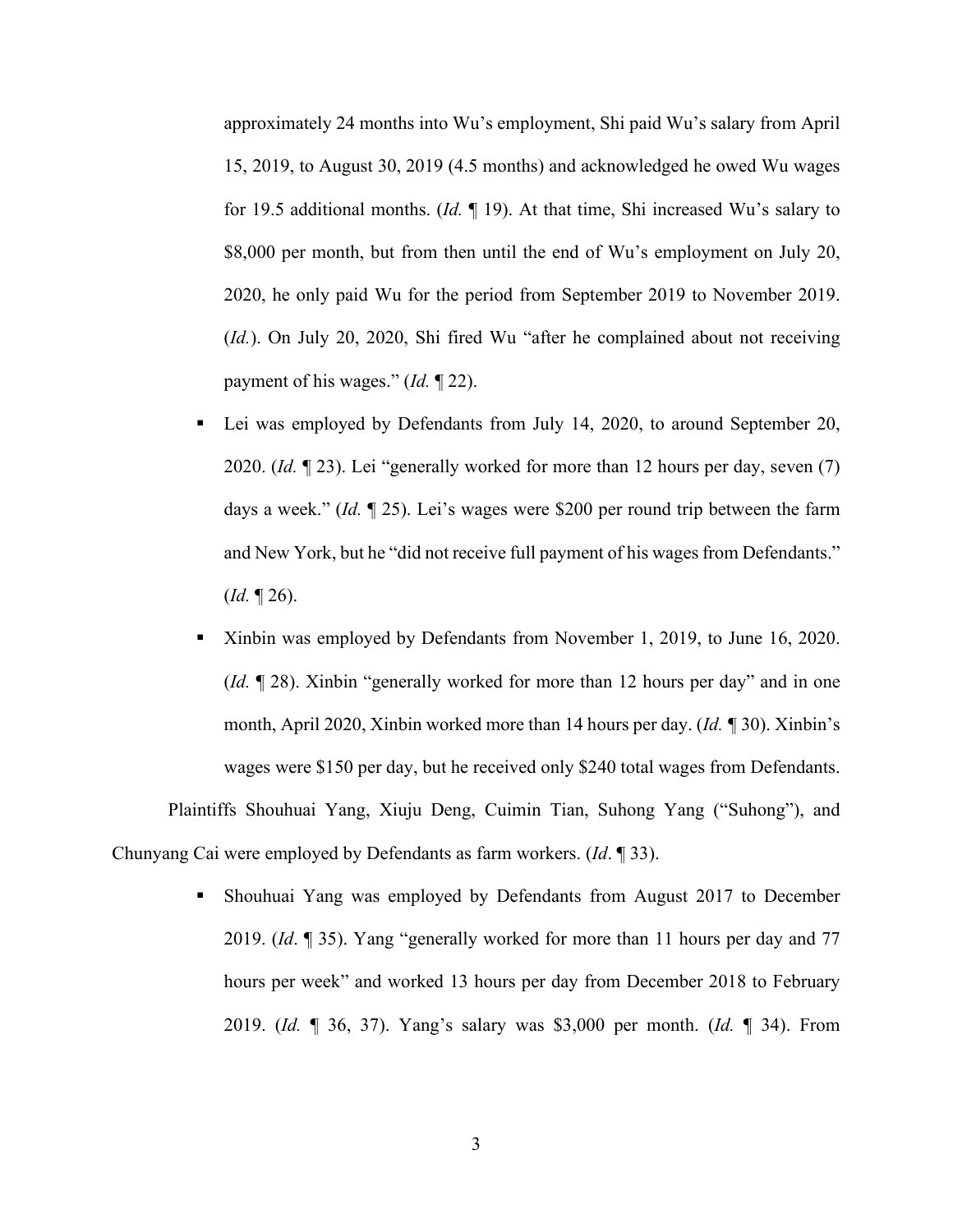approximately 24 months into Wu's employment, Shi paid Wu's salary from April 15, 2019, to August 30, 2019 (4.5 months) and acknowledged he owed Wu wages for 19.5 additional months. (*Id.* ¶ 19). At that time, Shi increased Wu's salary to $8,000 per month, but from then until the end of Wu's employment on July 20, 2020, he only paid Wu for the period from September 2019 to November 2019. (*Id.*). On July 20, 2020, Shi fired Wu "after he complained about not receiving payment of his wages." (*Id.* ¶ 22).

- Lei was employed by Defendants from July 14, 2020, to around September 20, 2020. (*Id.* ¶ 23). Lei "generally worked for more than 12 hours per day, seven (7) days a week." (*Id.* ¶ 25). Lei's wages were $200 per round trip between the farm and New York, but he "did not receive full payment of his wages from Defendants." (*Id.* ¶ 26).
- Xinbin was employed by Defendants from November 1, 2019, to June 16, 2020. (*Id.* ¶ 28). Xinbin "generally worked for more than 12 hours per day" and in one month, April 2020, Xinbin worked more than 14 hours per day. (*Id.* ¶ 30). Xinbin's wages were $150 per day, but he received only $240 total wages from Defendants.

Plaintiffs Shouhuai Yang, Xiuju Deng, Cuimin Tian, Suhong Yang ("Suhong"), and Chunyang Cai were employed by Defendants as farm workers. (*Id*. ¶ 33).

- Shouhuai Yang was employed by Defendants from August 2017 to December 2019. (*Id*. ¶ 35). Yang "generally worked for more than 11 hours per day and 77 hours per week" and worked 13 hours per day from December 2018 to February 2019. (*Id.* ¶ 36, 37). Yang's salary was $3,000 per month. (*Id.* ¶ 34). From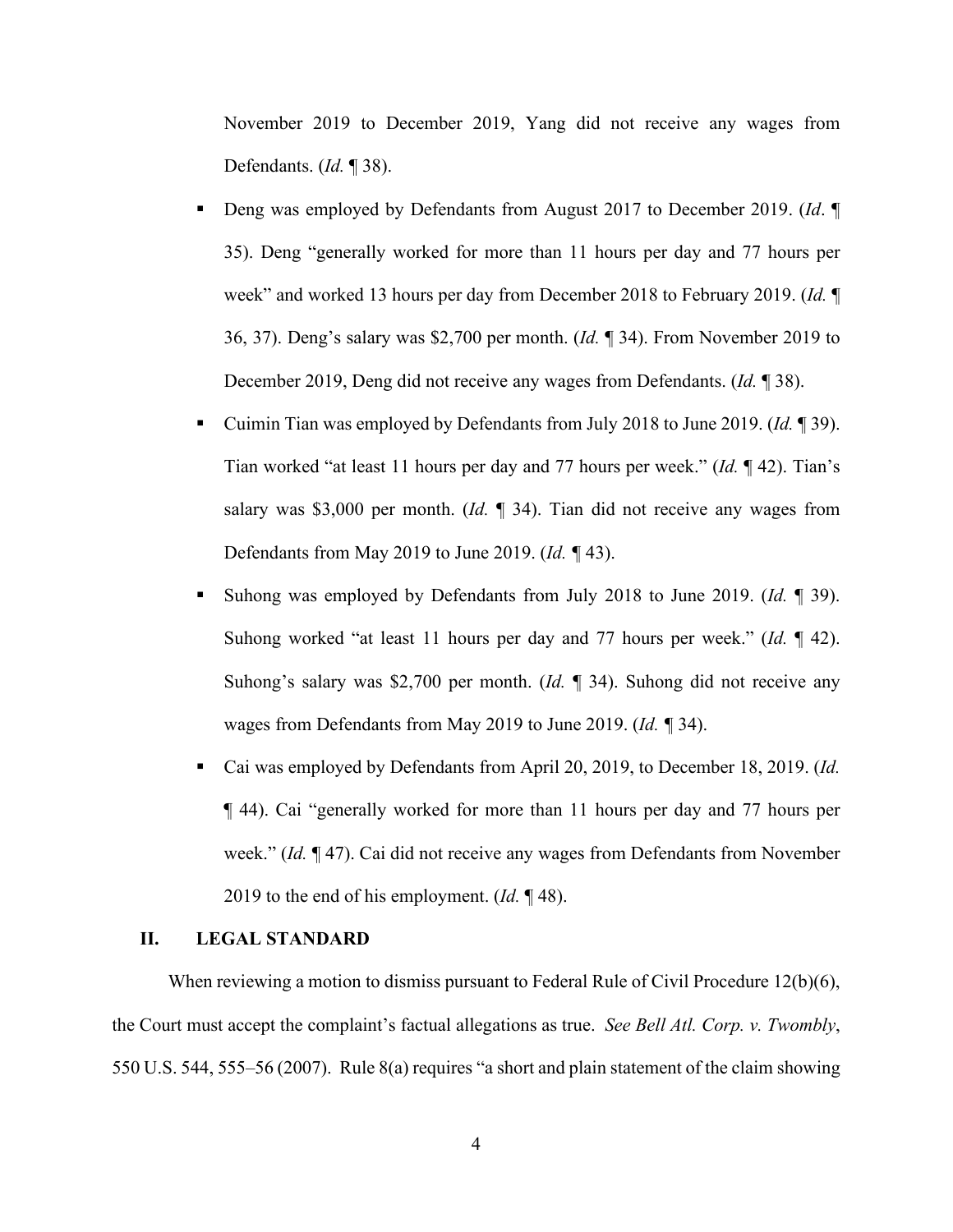November 2019 to December 2019, Yang did not receive any wages from Defendants. (*Id.* ¶ 38).

- Deng was employed by Defendants from August 2017 to December 2019. (*Id*. ¶ 35). Deng "generally worked for more than 11 hours per day and 77 hours per week" and worked 13 hours per day from December 2018 to February 2019. (*Id.* ¶ 36, 37). Deng's salary was $2,700 per month. (*Id.* ¶ 34). From November 2019 to December 2019, Deng did not receive any wages from Defendants. (*Id.* ¶ 38).
- Cuimin Tian was employed by Defendants from July 2018 to June 2019. (*Id.* ¶ 39). Tian worked "at least 11 hours per day and 77 hours per week." (*Id.* ¶ 42). Tian's salary was $3,000 per month. (*Id.* ¶ 34). Tian did not receive any wages from Defendants from May 2019 to June 2019. (*Id.* ¶ 43).
- Suhong was employed by Defendants from July 2018 to June 2019. (*Id.* ¶ 39). Suhong worked "at least 11 hours per day and 77 hours per week." (*Id.* ¶ 42). Suhong's salary was $2,700 per month. (*Id.* ¶ 34). Suhong did not receive any wages from Defendants from May 2019 to June 2019. (*Id.* ¶ 34).
- Cai was employed by Defendants from April 20, 2019, to December 18, 2019. (*Id.* ¶ 44). Cai "generally worked for more than 11 hours per day and 77 hours per week." (*Id.* ¶ 47). Cai did not receive any wages from Defendants from November 2019 to the end of his employment. (*Id.* ¶ 48).

## II. LEGAL STANDARD

When reviewing a motion to dismiss pursuant to Federal Rule of Civil Procedure 12(b)(6), the Court must accept the complaint's factual allegations as true. *See Bell Atl. Corp. v. Twombly*, 550 U.S. 544, 555–56 (2007). Rule 8(a) requires "a short and plain statement of the claim showing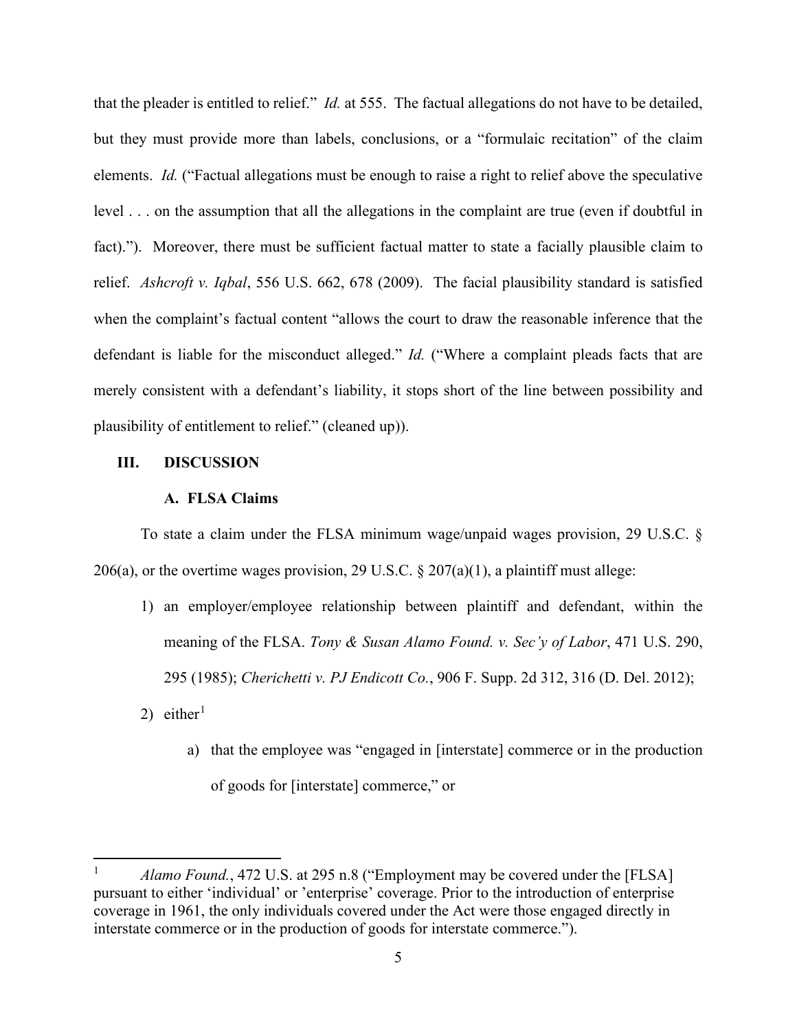that the pleader is entitled to relief." *Id.* at 555. The factual allegations do not have to be detailed, but they must provide more than labels, conclusions, or a "formulaic recitation" of the claim elements. *Id.* ("Factual allegations must be enough to raise a right to relief above the speculative level . . . on the assumption that all the allegations in the complaint are true (even if doubtful in fact)."). Moreover, there must be sufficient factual matter to state a facially plausible claim to relief. *Ashcroft v. Iqbal*, 556 U.S. 662, 678 (2009). The facial plausibility standard is satisfied when the complaint's factual content "allows the court to draw the reasonable inference that the defendant is liable for the misconduct alleged." *Id.* ("Where a complaint pleads facts that are merely consistent with a defendant's liability, it stops short of the line between possibility and plausibility of entitlement to relief." (cleaned up)).

## III. DISCUSSION

### A. FLSA Claims

To state a claim under the FLSA minimum wage/unpaid wages provision, 29 U.S.C. § 206(a), or the overtime wages provision, 29 U.S.C. § 207(a)(1), a plaintiff must allege:

1) an employer/employee relationship between plaintiff and defendant, within the meaning of the FLSA. *Tony & Susan Alamo Found. v. Sec'y of Labor*, 471 U.S. 290, 295 (1985); *Cherichetti v. PJ Endicott Co.*, 906 F. Supp. 2d 312, 316 (D. Del. 2012);
2) either[1]
    a) that the employee was "engaged in [interstate] commerce or in the production of goods for [interstate] commerce," or

---

[1] *Alamo Found.*, 472 U.S. at 295 n.8 ("Employment may be covered under the [FLSA] pursuant to either 'individual' or 'enterprise' coverage. Prior to the introduction of enterprise coverage in 1961, the only individuals covered under the Act were those engaged directly in interstate commerce or in the production of goods for interstate commerce.").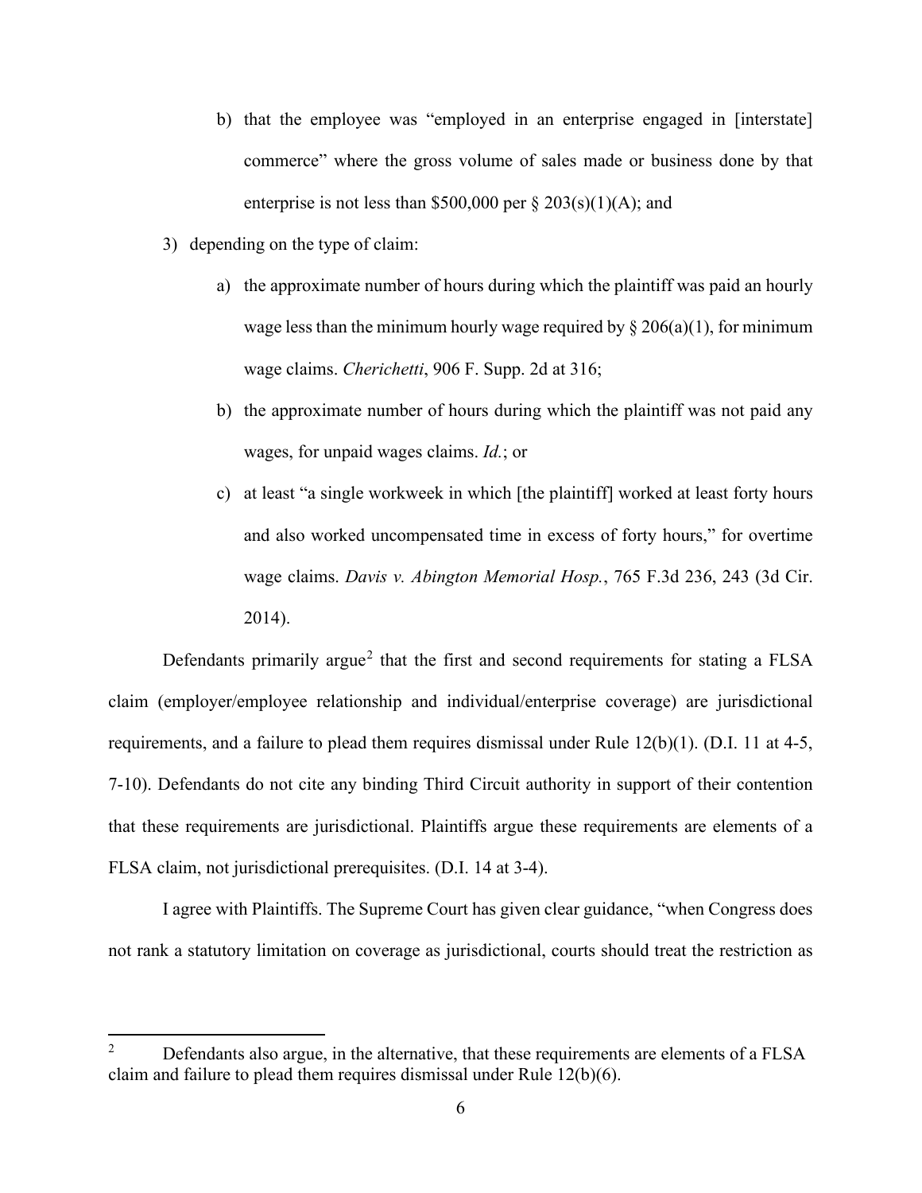b) that the employee was "employed in an enterprise engaged in [interstate] commerce" where the gross volume of sales made or business done by that enterprise is not less than $500,000 per § 203(s)(1)(A); and

3) depending on the type of claim:

   a) the approximate number of hours during which the plaintiff was paid an hourly wage less than the minimum hourly wage required by § 206(a)(1), for minimum wage claims. *Cherichetti*, 906 F. Supp. 2d at 316;

   b) the approximate number of hours during which the plaintiff was not paid any wages, for unpaid wages claims. *Id.*; or

   c) at least "a single workweek in which [the plaintiff] worked at least forty hours and also worked uncompensated time in excess of forty hours," for overtime wage claims. *Davis v. Abington Memorial Hosp.*, 765 F.3d 236, 243 (3d Cir. 2014).

Defendants primarily argue[2] that the first and second requirements for stating a FLSA claim (employer/employee relationship and individual/enterprise coverage) are jurisdictional requirements, and a failure to plead them requires dismissal under Rule 12(b)(1). (D.I. 11 at 4-5, 7-10). Defendants do not cite any binding Third Circuit authority in support of their contention that these requirements are jurisdictional. Plaintiffs argue these requirements are elements of a FLSA claim, not jurisdictional prerequisites. (D.I. 14 at 3-4).

I agree with Plaintiffs. The Supreme Court has given clear guidance, "when Congress does not rank a statutory limitation on coverage as jurisdictional, courts should treat the restriction as

[2] Defendants also argue, in the alternative, that these requirements are elements of a FLSA claim and failure to plead them requires dismissal under Rule 12(b)(6).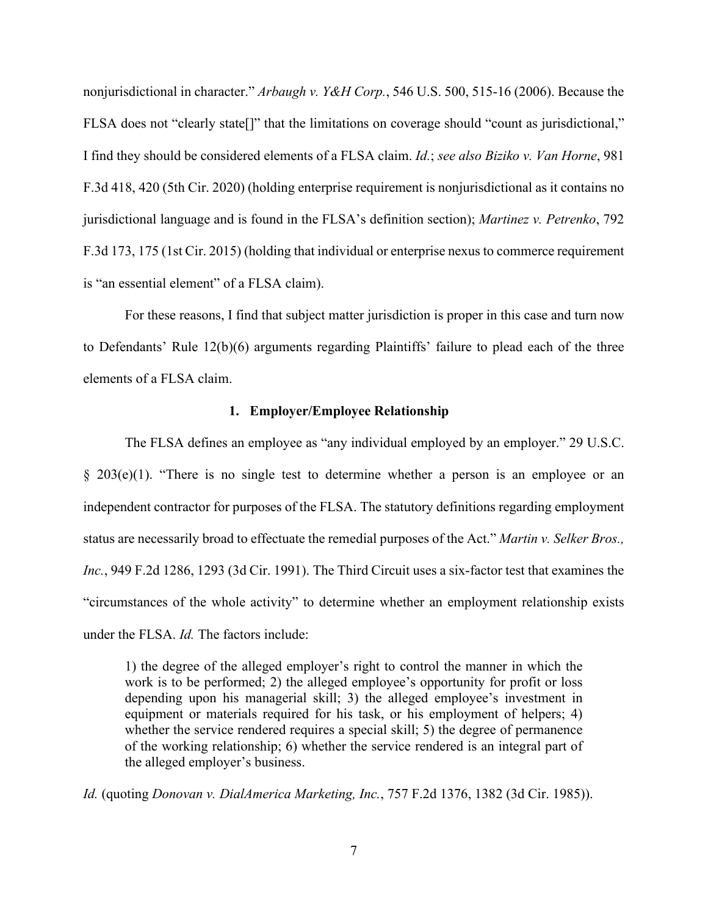nonjurisdictional in character." *Arbaugh v. Y&H Corp.*, 546 U.S. 500, 515-16 (2006). Because the FLSA does not "clearly state[]" that the limitations on coverage should "count as jurisdictional," I find they should be considered elements of a FLSA claim. *Id.*; *see also Biziko v. Van Horne*, 981 F.3d 418, 420 (5th Cir. 2020) (holding enterprise requirement is nonjurisdictional as it contains no jurisdictional language and is found in the FLSA's definition section); *Martinez v. Petrenko*, 792 F.3d 173, 175 (1st Cir. 2015) (holding that individual or enterprise nexus to commerce requirement is "an essential element" of a FLSA claim).

For these reasons, I find that subject matter jurisdiction is proper in this case and turn now to Defendants' Rule 12(b)(6) arguments regarding Plaintiffs' failure to plead each of the three elements of a FLSA claim.

### 1. Employer/Employee Relationship

The FLSA defines an employee as "any individual employed by an employer." 29 U.S.C. § 203(e)(1). "There is no single test to determine whether a person is an employee or an independent contractor for purposes of the FLSA. The statutory definitions regarding employment status are necessarily broad to effectuate the remedial purposes of the Act." *Martin v. Selker Bros., Inc.*, 949 F.2d 1286, 1293 (3d Cir. 1991). The Third Circuit uses a six-factor test that examines the "circumstances of the whole activity" to determine whether an employment relationship exists under the FLSA. *Id.* The factors include:

> 1) the degree of the alleged employer's right to control the manner in which the work is to be performed; 2) the alleged employee's opportunity for profit or loss depending upon his managerial skill; 3) the alleged employee's investment in equipment or materials required for his task, or his employment of helpers; 4) whether the service rendered requires a special skill; 5) the degree of permanence of the working relationship; 6) whether the service rendered is an integral part of the alleged employer's business.

*Id.* (quoting *Donovan v. DialAmerica Marketing, Inc.*, 757 F.2d 1376, 1382 (3d Cir. 1985)).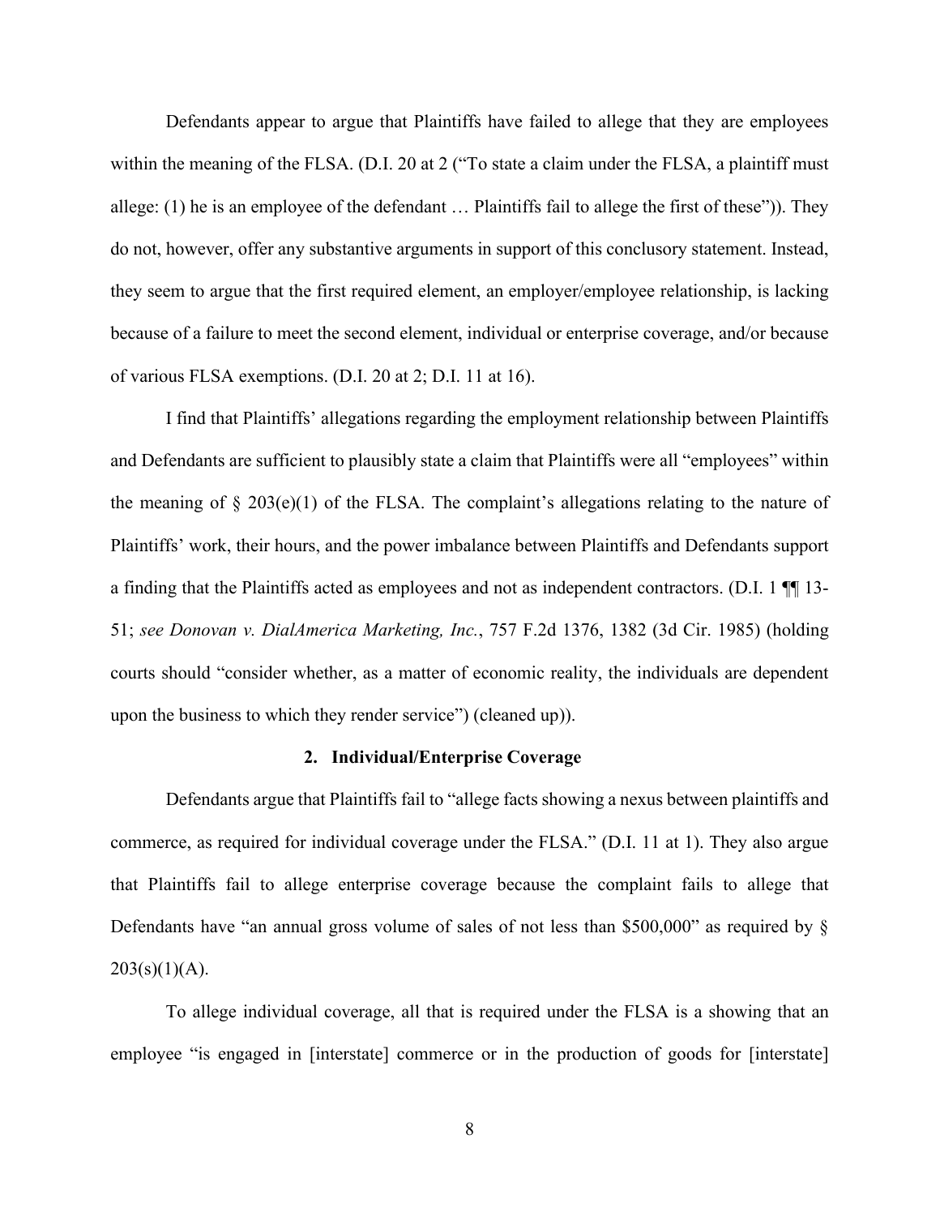Defendants appear to argue that Plaintiffs have failed to allege that they are employees within the meaning of the FLSA. (D.I. 20 at 2 ("To state a claim under the FLSA, a plaintiff must allege: (1) he is an employee of the defendant … Plaintiffs fail to allege the first of these")). They do not, however, offer any substantive arguments in support of this conclusory statement. Instead, they seem to argue that the first required element, an employer/employee relationship, is lacking because of a failure to meet the second element, individual or enterprise coverage, and/or because of various FLSA exemptions. (D.I. 20 at 2; D.I. 11 at 16).

I find that Plaintiffs' allegations regarding the employment relationship between Plaintiffs and Defendants are sufficient to plausibly state a claim that Plaintiffs were all "employees" within the meaning of § 203(e)(1) of the FLSA. The complaint's allegations relating to the nature of Plaintiffs' work, their hours, and the power imbalance between Plaintiffs and Defendants support a finding that the Plaintiffs acted as employees and not as independent contractors. (D.I. 1 ¶¶ 13-51; *see Donovan v. DialAmerica Marketing, Inc.*, 757 F.2d 1376, 1382 (3d Cir. 1985) (holding courts should "consider whether, as a matter of economic reality, the individuals are dependent upon the business to which they render service") (cleaned up)).

### 2. Individual/Enterprise Coverage

Defendants argue that Plaintiffs fail to "allege facts showing a nexus between plaintiffs and commerce, as required for individual coverage under the FLSA." (D.I. 11 at 1). They also argue that Plaintiffs fail to allege enterprise coverage because the complaint fails to allege that Defendants have "an annual gross volume of sales of not less than $500,000" as required by § 203(s)(1)(A).

To allege individual coverage, all that is required under the FLSA is a showing that an employee "is engaged in [interstate] commerce or in the production of goods for [interstate]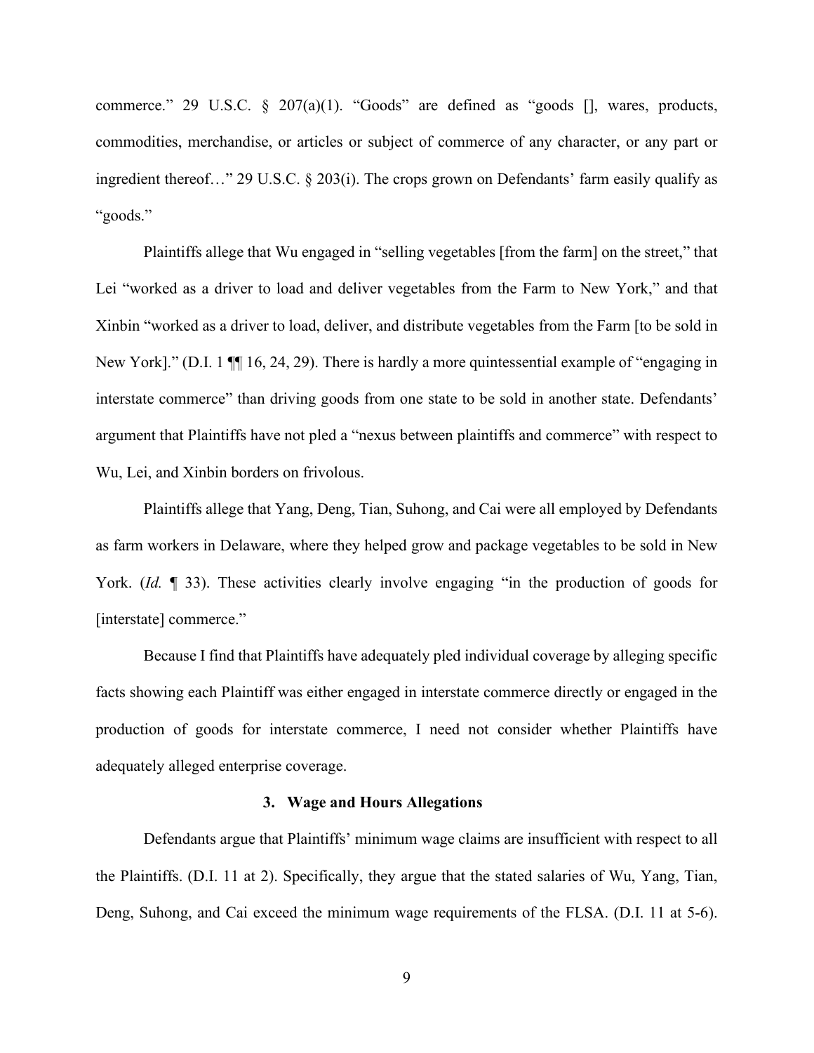commerce." 29 U.S.C. § 207(a)(1). "Goods" are defined as "goods [], wares, products, commodities, merchandise, or articles or subject of commerce of any character, or any part or ingredient thereof…" 29 U.S.C. § 203(i). The crops grown on Defendants' farm easily qualify as "goods."

Plaintiffs allege that Wu engaged in "selling vegetables [from the farm] on the street," that Lei "worked as a driver to load and deliver vegetables from the Farm to New York," and that Xinbin "worked as a driver to load, deliver, and distribute vegetables from the Farm [to be sold in New York]." (D.I. 1 ¶¶ 16, 24, 29). There is hardly a more quintessential example of "engaging in interstate commerce" than driving goods from one state to be sold in another state. Defendants' argument that Plaintiffs have not pled a "nexus between plaintiffs and commerce" with respect to Wu, Lei, and Xinbin borders on frivolous.

Plaintiffs allege that Yang, Deng, Tian, Suhong, and Cai were all employed by Defendants as farm workers in Delaware, where they helped grow and package vegetables to be sold in New York. (*Id.* ¶ 33). These activities clearly involve engaging "in the production of goods for [interstate] commerce."

Because I find that Plaintiffs have adequately pled individual coverage by alleging specific facts showing each Plaintiff was either engaged in interstate commerce directly or engaged in the production of goods for interstate commerce, I need not consider whether Plaintiffs have adequately alleged enterprise coverage.

### 3. Wage and Hours Allegations

Defendants argue that Plaintiffs' minimum wage claims are insufficient with respect to all the Plaintiffs. (D.I. 11 at 2). Specifically, they argue that the stated salaries of Wu, Yang, Tian, Deng, Suhong, and Cai exceed the minimum wage requirements of the FLSA. (D.I. 11 at 5-6).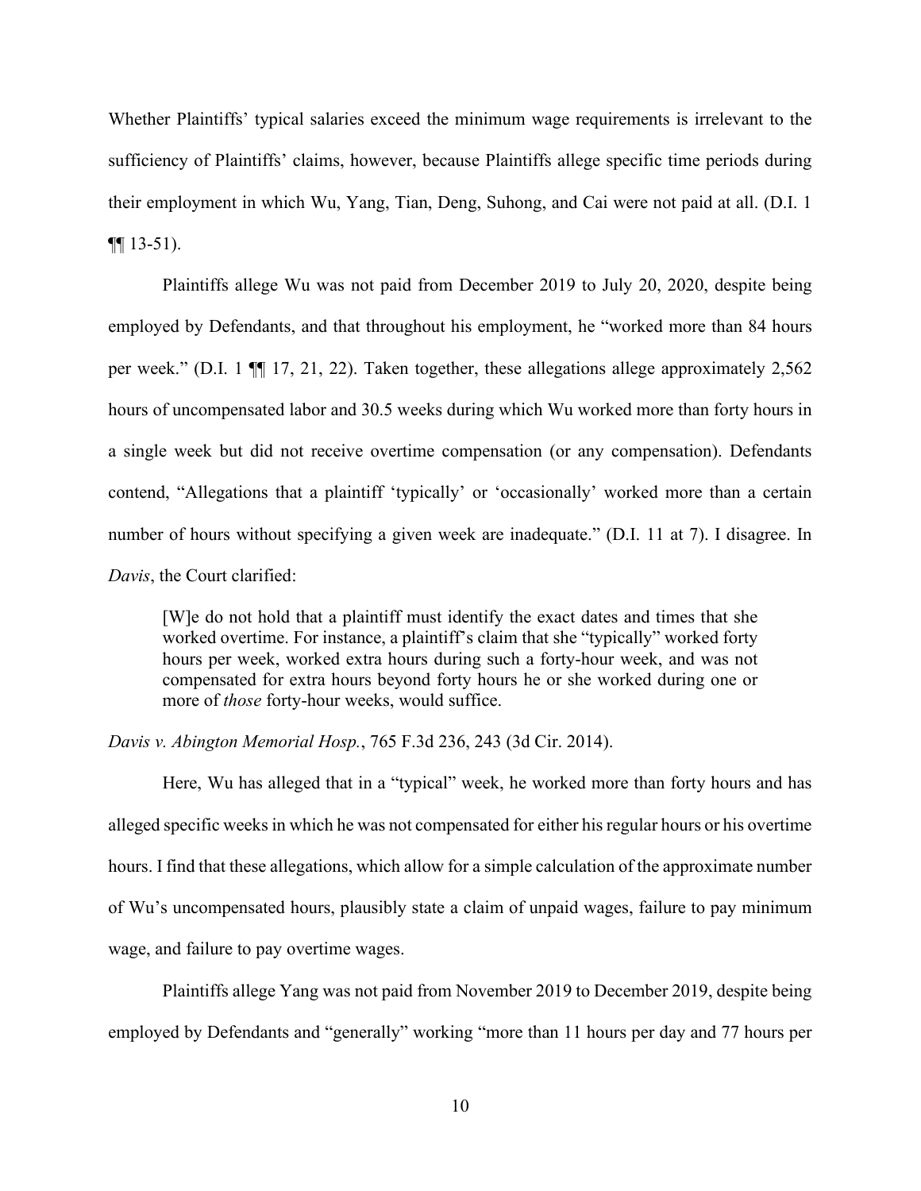Whether Plaintiffs' typical salaries exceed the minimum wage requirements is irrelevant to the sufficiency of Plaintiffs' claims, however, because Plaintiffs allege specific time periods during their employment in which Wu, Yang, Tian, Deng, Suhong, and Cai were not paid at all. (D.I. 1 ¶¶ 13-51).

Plaintiffs allege Wu was not paid from December 2019 to July 20, 2020, despite being employed by Defendants, and that throughout his employment, he "worked more than 84 hours per week." (D.I. 1 ¶¶ 17, 21, 22). Taken together, these allegations allege approximately 2,562 hours of uncompensated labor and 30.5 weeks during which Wu worked more than forty hours in a single week but did not receive overtime compensation (or any compensation). Defendants contend, "Allegations that a plaintiff 'typically' or 'occasionally' worked more than a certain number of hours without specifying a given week are inadequate." (D.I. 11 at 7). I disagree. In *Davis*, the Court clarified:

> [W]e do not hold that a plaintiff must identify the exact dates and times that she worked overtime. For instance, a plaintiff's claim that she "typically" worked forty hours per week, worked extra hours during such a forty-hour week, and was not compensated for extra hours beyond forty hours he or she worked during one or more of *those* forty-hour weeks, would suffice.

*Davis v. Abington Memorial Hosp.*, 765 F.3d 236, 243 (3d Cir. 2014).

Here, Wu has alleged that in a "typical" week, he worked more than forty hours and has alleged specific weeks in which he was not compensated for either his regular hours or his overtime hours. I find that these allegations, which allow for a simple calculation of the approximate number of Wu's uncompensated hours, plausibly state a claim of unpaid wages, failure to pay minimum wage, and failure to pay overtime wages.

Plaintiffs allege Yang was not paid from November 2019 to December 2019, despite being employed by Defendants and "generally" working "more than 11 hours per day and 77 hours per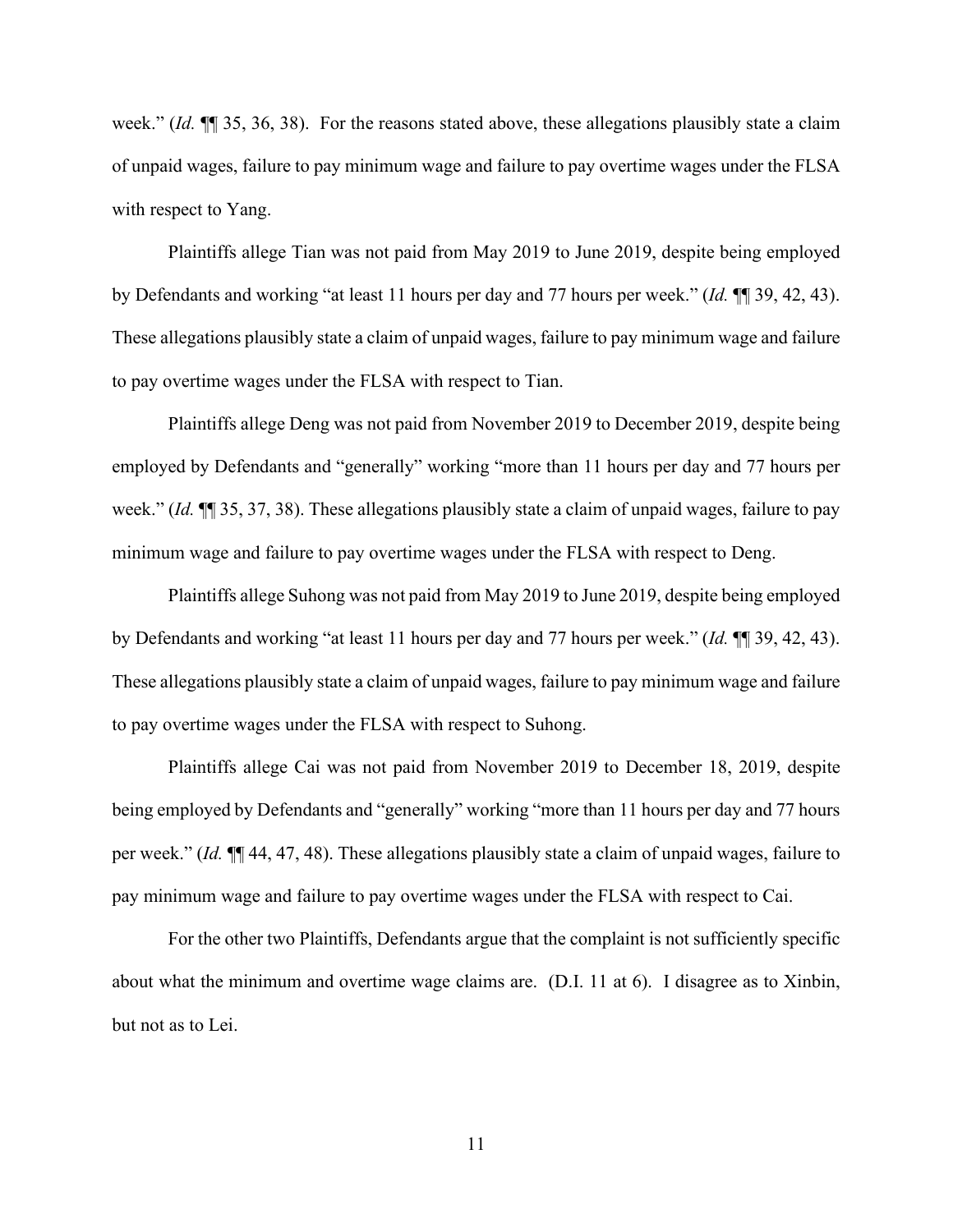week." (*Id.* ¶¶ 35, 36, 38). For the reasons stated above, these allegations plausibly state a claim of unpaid wages, failure to pay minimum wage and failure to pay overtime wages under the FLSA with respect to Yang.

Plaintiffs allege Tian was not paid from May 2019 to June 2019, despite being employed by Defendants and working "at least 11 hours per day and 77 hours per week." (*Id.* ¶¶ 39, 42, 43). These allegations plausibly state a claim of unpaid wages, failure to pay minimum wage and failure to pay overtime wages under the FLSA with respect to Tian.

Plaintiffs allege Deng was not paid from November 2019 to December 2019, despite being employed by Defendants and "generally" working "more than 11 hours per day and 77 hours per week." (*Id.* ¶¶ 35, 37, 38). These allegations plausibly state a claim of unpaid wages, failure to pay minimum wage and failure to pay overtime wages under the FLSA with respect to Deng.

Plaintiffs allege Suhong was not paid from May 2019 to June 2019, despite being employed by Defendants and working "at least 11 hours per day and 77 hours per week." (*Id.* ¶¶ 39, 42, 43). These allegations plausibly state a claim of unpaid wages, failure to pay minimum wage and failure to pay overtime wages under the FLSA with respect to Suhong.

Plaintiffs allege Cai was not paid from November 2019 to December 18, 2019, despite being employed by Defendants and "generally" working "more than 11 hours per day and 77 hours per week." (*Id.* ¶¶ 44, 47, 48). These allegations plausibly state a claim of unpaid wages, failure to pay minimum wage and failure to pay overtime wages under the FLSA with respect to Cai.

For the other two Plaintiffs, Defendants argue that the complaint is not sufficiently specific about what the minimum and overtime wage claims are. (D.I. 11 at 6). I disagree as to Xinbin, but not as to Lei.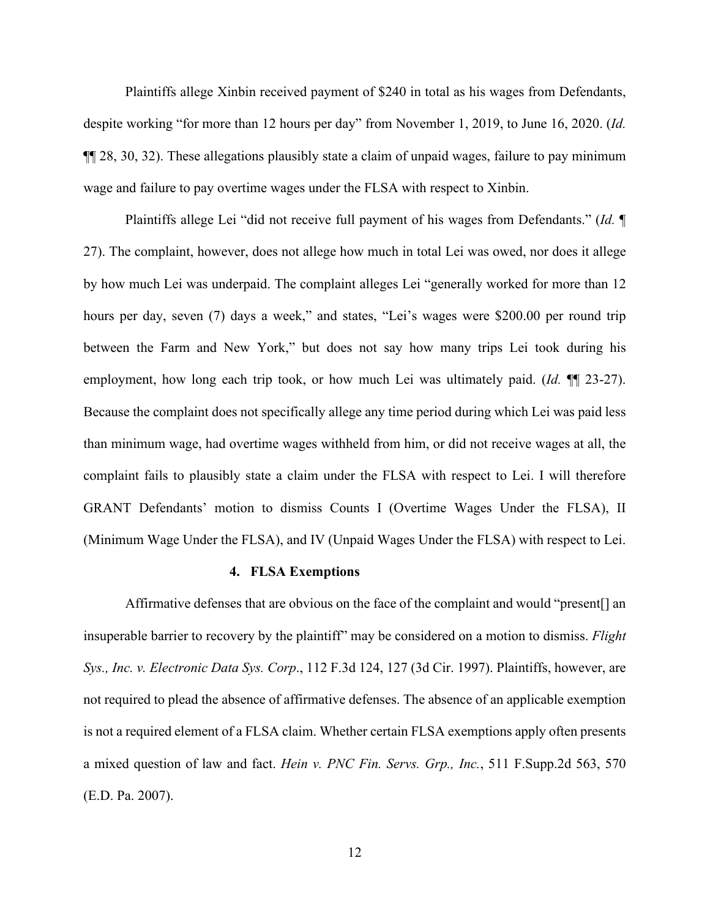Plaintiffs allege Xinbin received payment of $240 in total as his wages from Defendants, despite working "for more than 12 hours per day" from November 1, 2019, to June 16, 2020. (*Id.* ¶¶ 28, 30, 32). These allegations plausibly state a claim of unpaid wages, failure to pay minimum wage and failure to pay overtime wages under the FLSA with respect to Xinbin.

Plaintiffs allege Lei "did not receive full payment of his wages from Defendants." (*Id.* ¶ 27). The complaint, however, does not allege how much in total Lei was owed, nor does it allege by how much Lei was underpaid. The complaint alleges Lei "generally worked for more than 12 hours per day, seven (7) days a week," and states, "Lei's wages were $200.00 per round trip between the Farm and New York," but does not say how many trips Lei took during his employment, how long each trip took, or how much Lei was ultimately paid. (*Id.* ¶¶ 23-27). Because the complaint does not specifically allege any time period during which Lei was paid less than minimum wage, had overtime wages withheld from him, or did not receive wages at all, the complaint fails to plausibly state a claim under the FLSA with respect to Lei. I will therefore GRANT Defendants' motion to dismiss Counts I (Overtime Wages Under the FLSA), II (Minimum Wage Under the FLSA), and IV (Unpaid Wages Under the FLSA) with respect to Lei.

### 4. FLSA Exemptions

Affirmative defenses that are obvious on the face of the complaint and would "present[] an insuperable barrier to recovery by the plaintiff" may be considered on a motion to dismiss. *Flight Sys., Inc. v. Electronic Data Sys. Corp*., 112 F.3d 124, 127 (3d Cir. 1997). Plaintiffs, however, are not required to plead the absence of affirmative defenses. The absence of an applicable exemption is not a required element of a FLSA claim. Whether certain FLSA exemptions apply often presents a mixed question of law and fact. *Hein v. PNC Fin. Servs. Grp., Inc.*, 511 F.Supp.2d 563, 570 (E.D. Pa. 2007).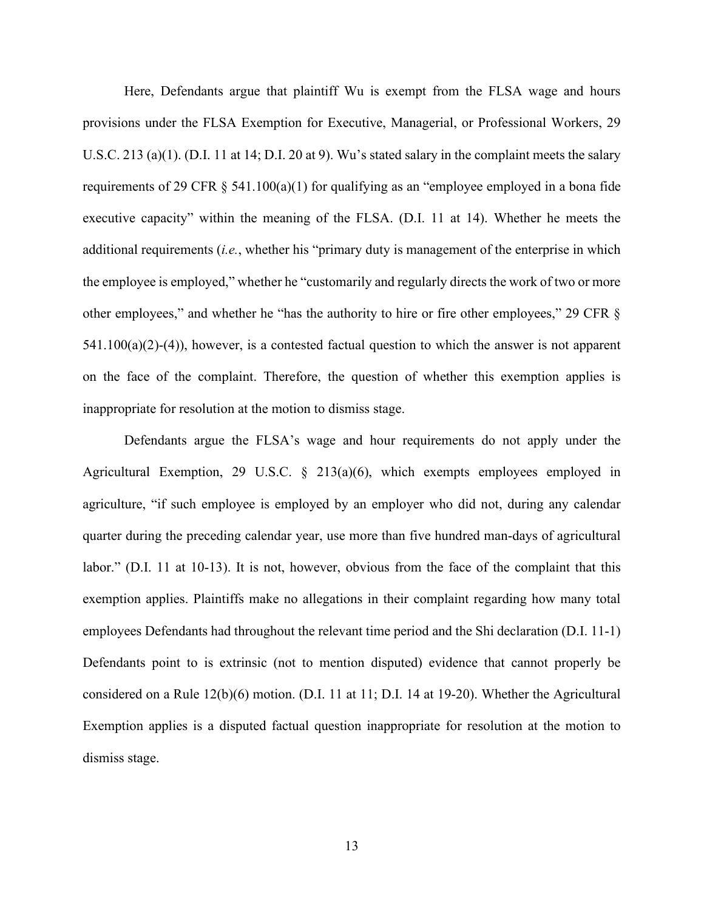Here, Defendants argue that plaintiff Wu is exempt from the FLSA wage and hours provisions under the FLSA Exemption for Executive, Managerial, or Professional Workers, 29 U.S.C. 213 (a)(1). (D.I. 11 at 14; D.I. 20 at 9). Wu's stated salary in the complaint meets the salary requirements of 29 CFR § 541.100(a)(1) for qualifying as an "employee employed in a bona fide executive capacity" within the meaning of the FLSA. (D.I. 11 at 14). Whether he meets the additional requirements (*i.e.*, whether his "primary duty is management of the enterprise in which the employee is employed," whether he "customarily and regularly directs the work of two or more other employees," and whether he "has the authority to hire or fire other employees," 29 CFR § 541.100(a)(2)-(4)), however, is a contested factual question to which the answer is not apparent on the face of the complaint. Therefore, the question of whether this exemption applies is inappropriate for resolution at the motion to dismiss stage.

Defendants argue the FLSA's wage and hour requirements do not apply under the Agricultural Exemption, 29 U.S.C. § 213(a)(6), which exempts employees employed in agriculture, "if such employee is employed by an employer who did not, during any calendar quarter during the preceding calendar year, use more than five hundred man-days of agricultural labor." (D.I. 11 at 10-13). It is not, however, obvious from the face of the complaint that this exemption applies. Plaintiffs make no allegations in their complaint regarding how many total employees Defendants had throughout the relevant time period and the Shi declaration (D.I. 11-1) Defendants point to is extrinsic (not to mention disputed) evidence that cannot properly be considered on a Rule 12(b)(6) motion. (D.I. 11 at 11; D.I. 14 at 19-20). Whether the Agricultural Exemption applies is a disputed factual question inappropriate for resolution at the motion to dismiss stage.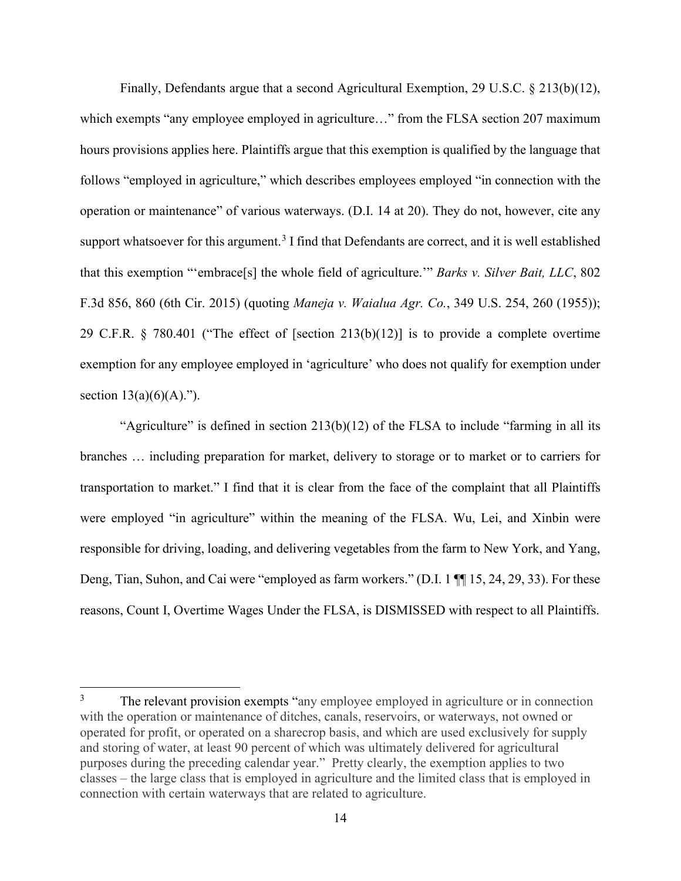Finally, Defendants argue that a second Agricultural Exemption, 29 U.S.C. § 213(b)(12), which exempts "any employee employed in agriculture…" from the FLSA section 207 maximum hours provisions applies here. Plaintiffs argue that this exemption is qualified by the language that follows "employed in agriculture," which describes employees employed "in connection with the operation or maintenance" of various waterways. (D.I. 14 at 20). They do not, however, cite any support whatsoever for this argument.[3] I find that Defendants are correct, and it is well established that this exemption "'embrace[s] the whole field of agriculture.'" *Barks v. Silver Bait, LLC*, 802 F.3d 856, 860 (6th Cir. 2015) (quoting *Maneja v. Waialua Agr. Co.*, 349 U.S. 254, 260 (1955)); 29 C.F.R. § 780.401 ("The effect of [section 213(b)(12)] is to provide a complete overtime exemption for any employee employed in 'agriculture' who does not qualify for exemption under section 13(a)(6)(A).").

"Agriculture" is defined in section 213(b)(12) of the FLSA to include "farming in all its branches … including preparation for market, delivery to storage or to market or to carriers for transportation to market." I find that it is clear from the face of the complaint that all Plaintiffs were employed "in agriculture" within the meaning of the FLSA. Wu, Lei, and Xinbin were responsible for driving, loading, and delivering vegetables from the farm to New York, and Yang, Deng, Tian, Suhon, and Cai were "employed as farm workers." (D.I. 1 ¶¶ 15, 24, 29, 33). For these reasons, Count I, Overtime Wages Under the FLSA, is DISMISSED with respect to all Plaintiffs.

---

[3] The relevant provision exempts "any employee employed in agriculture or in connection with the operation or maintenance of ditches, canals, reservoirs, or waterways, not owned or operated for profit, or operated on a sharecrop basis, and which are used exclusively for supply and storing of water, at least 90 percent of which was ultimately delivered for agricultural purposes during the preceding calendar year." Pretty clearly, the exemption applies to two classes – the large class that is employed in agriculture and the limited class that is employed in connection with certain waterways that are related to agriculture.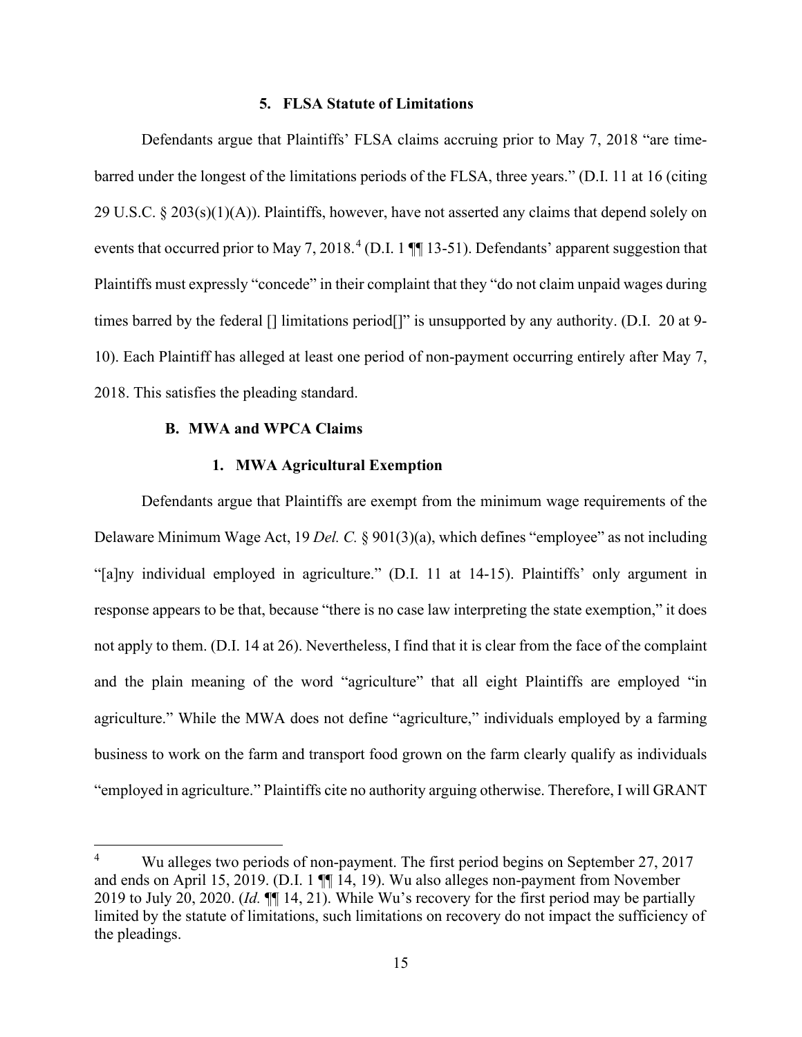### 5. FLSA Statute of Limitations

Defendants argue that Plaintiffs' FLSA claims accruing prior to May 7, 2018 "are time-barred under the longest of the limitations periods of the FLSA, three years." (D.I. 11 at 16 (citing 29 U.S.C. § 203(s)(1)(A)). Plaintiffs, however, have not asserted any claims that depend solely on events that occurred prior to May 7, 2018.[4] (D.I. 1 ¶¶ 13-51). Defendants' apparent suggestion that Plaintiffs must expressly "concede" in their complaint that they "do not claim unpaid wages during times barred by the federal [] limitations period[]" is unsupported by any authority. (D.I. 20 at 9-10). Each Plaintiff has alleged at least one period of non-payment occurring entirely after May 7, 2018. This satisfies the pleading standard.

## B. MWA and WPCA Claims

### 1. MWA Agricultural Exemption

Defendants argue that Plaintiffs are exempt from the minimum wage requirements of the Delaware Minimum Wage Act, 19 *Del. C.* § 901(3)(a), which defines "employee" as not including "[a]ny individual employed in agriculture." (D.I. 11 at 14-15). Plaintiffs' only argument in response appears to be that, because "there is no case law interpreting the state exemption," it does not apply to them. (D.I. 14 at 26). Nevertheless, I find that it is clear from the face of the complaint and the plain meaning of the word "agriculture" that all eight Plaintiffs are employed "in agriculture." While the MWA does not define "agriculture," individuals employed by a farming business to work on the farm and transport food grown on the farm clearly qualify as individuals "employed in agriculture." Plaintiffs cite no authority arguing otherwise. Therefore, I will GRANT

---

[4] Wu alleges two periods of non-payment. The first period begins on September 27, 2017 and ends on April 15, 2019. (D.I. 1 ¶¶ 14, 19). Wu also alleges non-payment from November 2019 to July 20, 2020. (*Id.* ¶¶ 14, 21). While Wu's recovery for the first period may be partially limited by the statute of limitations, such limitations on recovery do not impact the sufficiency of the pleadings.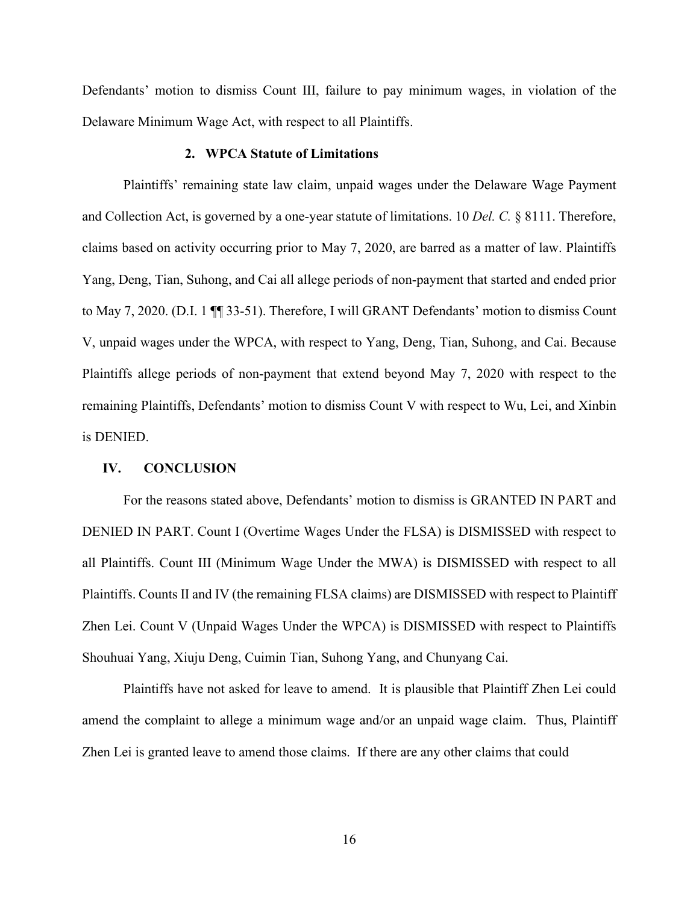Defendants' motion to dismiss Count III, failure to pay minimum wages, in violation of the Delaware Minimum Wage Act, with respect to all Plaintiffs.

### 2. WPCA Statute of Limitations

Plaintiffs' remaining state law claim, unpaid wages under the Delaware Wage Payment and Collection Act, is governed by a one-year statute of limitations. 10 *Del. C.* § 8111. Therefore, claims based on activity occurring prior to May 7, 2020, are barred as a matter of law. Plaintiffs Yang, Deng, Tian, Suhong, and Cai all allege periods of non-payment that started and ended prior to May 7, 2020. (D.I. 1 ¶¶ 33-51). Therefore, I will GRANT Defendants' motion to dismiss Count V, unpaid wages under the WPCA, with respect to Yang, Deng, Tian, Suhong, and Cai. Because Plaintiffs allege periods of non-payment that extend beyond May 7, 2020 with respect to the remaining Plaintiffs, Defendants' motion to dismiss Count V with respect to Wu, Lei, and Xinbin is DENIED.

## IV. CONCLUSION

For the reasons stated above, Defendants' motion to dismiss is GRANTED IN PART and DENIED IN PART. Count I (Overtime Wages Under the FLSA) is DISMISSED with respect to all Plaintiffs. Count III (Minimum Wage Under the MWA) is DISMISSED with respect to all Plaintiffs. Counts II and IV (the remaining FLSA claims) are DISMISSED with respect to Plaintiff Zhen Lei. Count V (Unpaid Wages Under the WPCA) is DISMISSED with respect to Plaintiffs Shouhuai Yang, Xiuju Deng, Cuimin Tian, Suhong Yang, and Chunyang Cai.

Plaintiffs have not asked for leave to amend. It is plausible that Plaintiff Zhen Lei could amend the complaint to allege a minimum wage and/or an unpaid wage claim. Thus, Plaintiff Zhen Lei is granted leave to amend those claims. If there are any other claims that could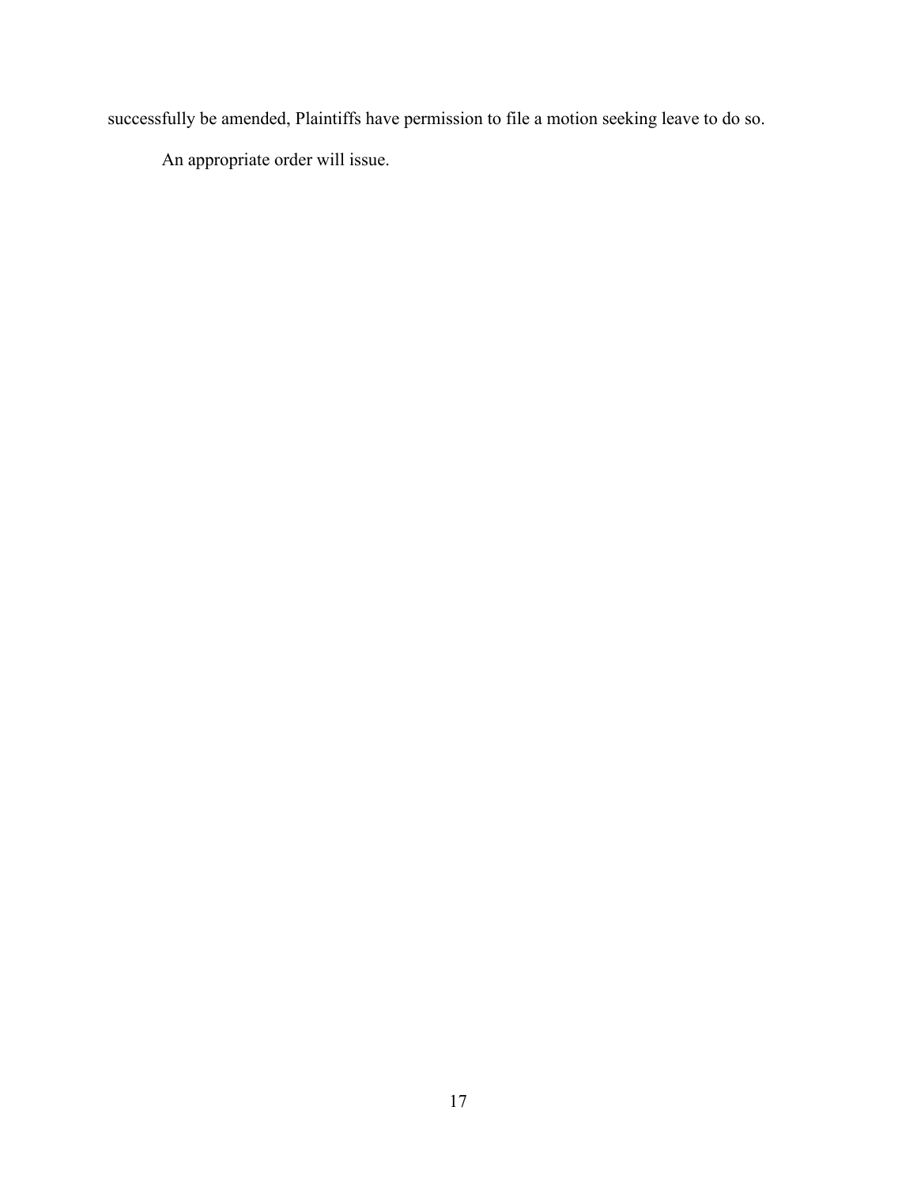successfully be amended, Plaintiffs have permission to file a motion seeking leave to do so.

An appropriate order will issue.